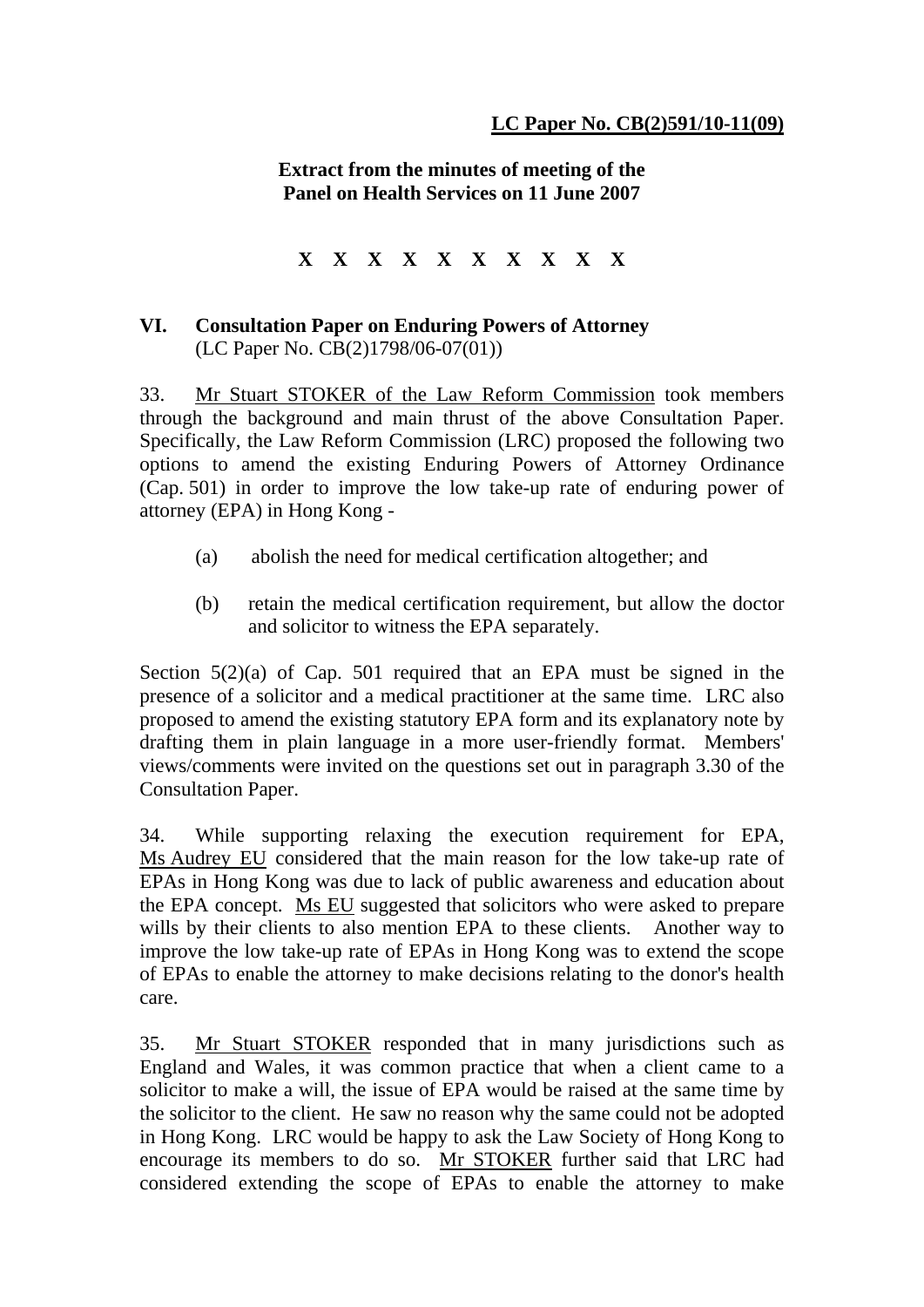**LC Paper No. CB(2)591/10-11(09)**

**Extract from the minutes of meeting of the Panel on Health Services on 11 June 2007**

**X X X X X X X X X X**

**VI. Consultation Paper on Enduring Powers of Attorney**
(LC Paper No. CB(2)1798/06-07(01))

33. Mr Stuart STOKER of the Law Reform Commission took members through the background and main thrust of the above Consultation Paper. Specifically, the Law Reform Commission (LRC) proposed the following two options to amend the existing Enduring Powers of Attorney Ordinance (Cap. 501) in order to improve the low take-up rate of enduring power of attorney (EPA) in Hong Kong -

(a) abolish the need for medical certification altogether; and

(b) retain the medical certification requirement, but allow the doctor and solicitor to witness the EPA separately.

Section 5(2)(a) of Cap. 501 required that an EPA must be signed in the presence of a solicitor and a medical practitioner at the same time. LRC also proposed to amend the existing statutory EPA form and its explanatory note by drafting them in plain language in a more user-friendly format. Members' views/comments were invited on the questions set out in paragraph 3.30 of the Consultation Paper.

34. While supporting relaxing the execution requirement for EPA, Ms Audrey EU considered that the main reason for the low take-up rate of EPAs in Hong Kong was due to lack of public awareness and education about the EPA concept. Ms EU suggested that solicitors who were asked to prepare wills by their clients to also mention EPA to these clients. Another way to improve the low take-up rate of EPAs in Hong Kong was to extend the scope of EPAs to enable the attorney to make decisions relating to the donor's health care.

35. Mr Stuart STOKER responded that in many jurisdictions such as England and Wales, it was common practice that when a client came to a solicitor to make a will, the issue of EPA would be raised at the same time by the solicitor to the client. He saw no reason why the same could not be adopted in Hong Kong. LRC would be happy to ask the Law Society of Hong Kong to encourage its members to do so. Mr STOKER further said that LRC had considered extending the scope of EPAs to enable the attorney to make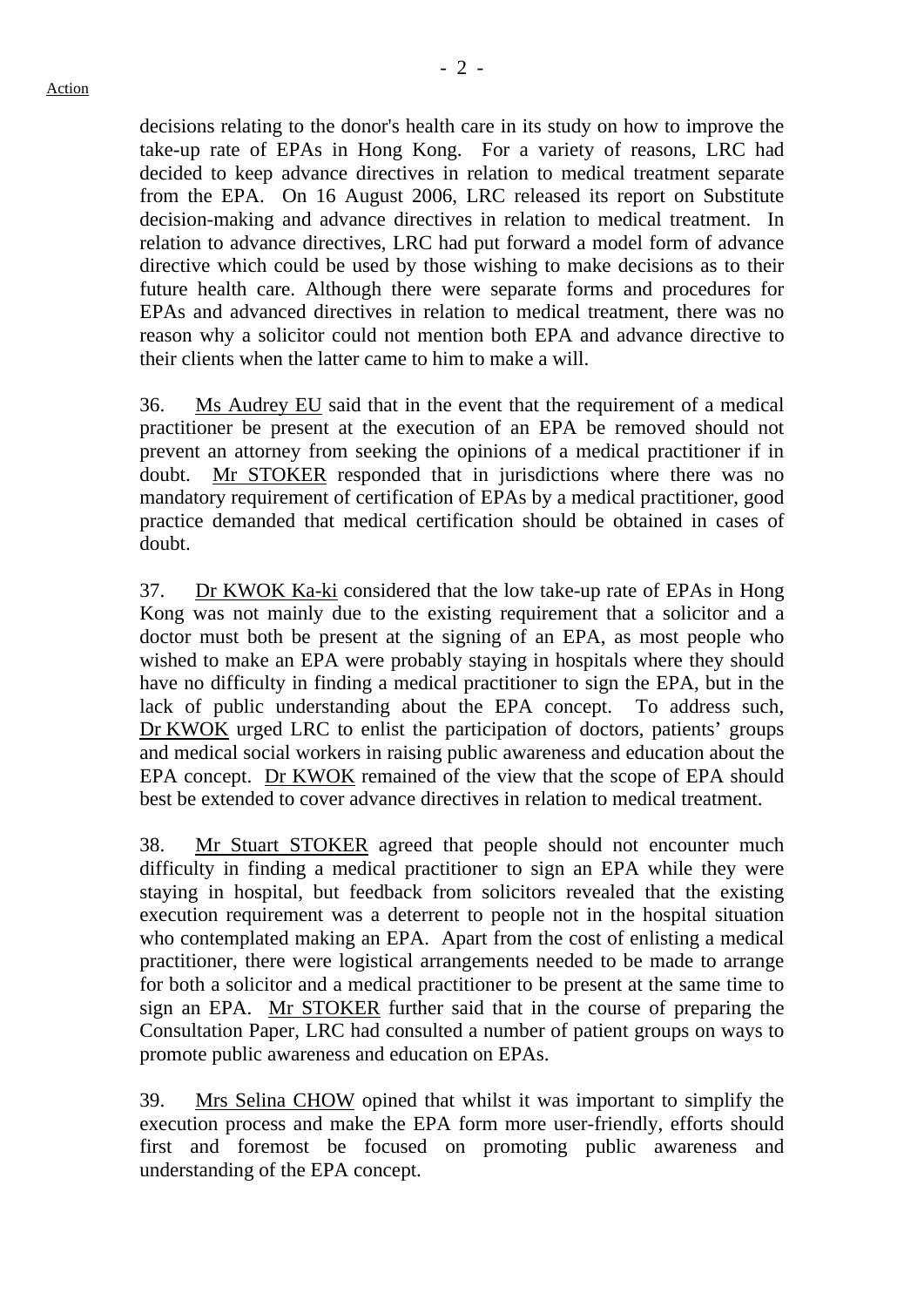decisions relating to the donor's health care in its study on how to improve the take-up rate of EPAs in Hong Kong. For a variety of reasons, LRC had decided to keep advance directives in relation to medical treatment separate from the EPA. On 16 August 2006, LRC released its report on Substitute decision-making and advance directives in relation to medical treatment. In relation to advance directives, LRC had put forward a model form of advance directive which could be used by those wishing to make decisions as to their future health care. Although there were separate forms and procedures for EPAs and advanced directives in relation to medical treatment, there was no reason why a solicitor could not mention both EPA and advance directive to their clients when the latter came to him to make a will.

36. Ms Audrey EU said that in the event that the requirement of a medical practitioner be present at the execution of an EPA be removed should not prevent an attorney from seeking the opinions of a medical practitioner if in doubt. Mr STOKER responded that in jurisdictions where there was no mandatory requirement of certification of EPAs by a medical practitioner, good practice demanded that medical certification should be obtained in cases of doubt.

37. Dr KWOK Ka-ki considered that the low take-up rate of EPAs in Hong Kong was not mainly due to the existing requirement that a solicitor and a doctor must both be present at the signing of an EPA, as most people who wished to make an EPA were probably staying in hospitals where they should have no difficulty in finding a medical practitioner to sign the EPA, but in the lack of public understanding about the EPA concept. To address such, Dr KWOK urged LRC to enlist the participation of doctors, patients' groups and medical social workers in raising public awareness and education about the EPA concept. Dr KWOK remained of the view that the scope of EPA should best be extended to cover advance directives in relation to medical treatment.

38. Mr Stuart STOKER agreed that people should not encounter much difficulty in finding a medical practitioner to sign an EPA while they were staying in hospital, but feedback from solicitors revealed that the existing execution requirement was a deterrent to people not in the hospital situation who contemplated making an EPA. Apart from the cost of enlisting a medical practitioner, there were logistical arrangements needed to be made to arrange for both a solicitor and a medical practitioner to be present at the same time to sign an EPA. Mr STOKER further said that in the course of preparing the Consultation Paper, LRC had consulted a number of patient groups on ways to promote public awareness and education on EPAs.

39. Mrs Selina CHOW opined that whilst it was important to simplify the execution process and make the EPA form more user-friendly, efforts should first and foremost be focused on promoting public awareness and understanding of the EPA concept.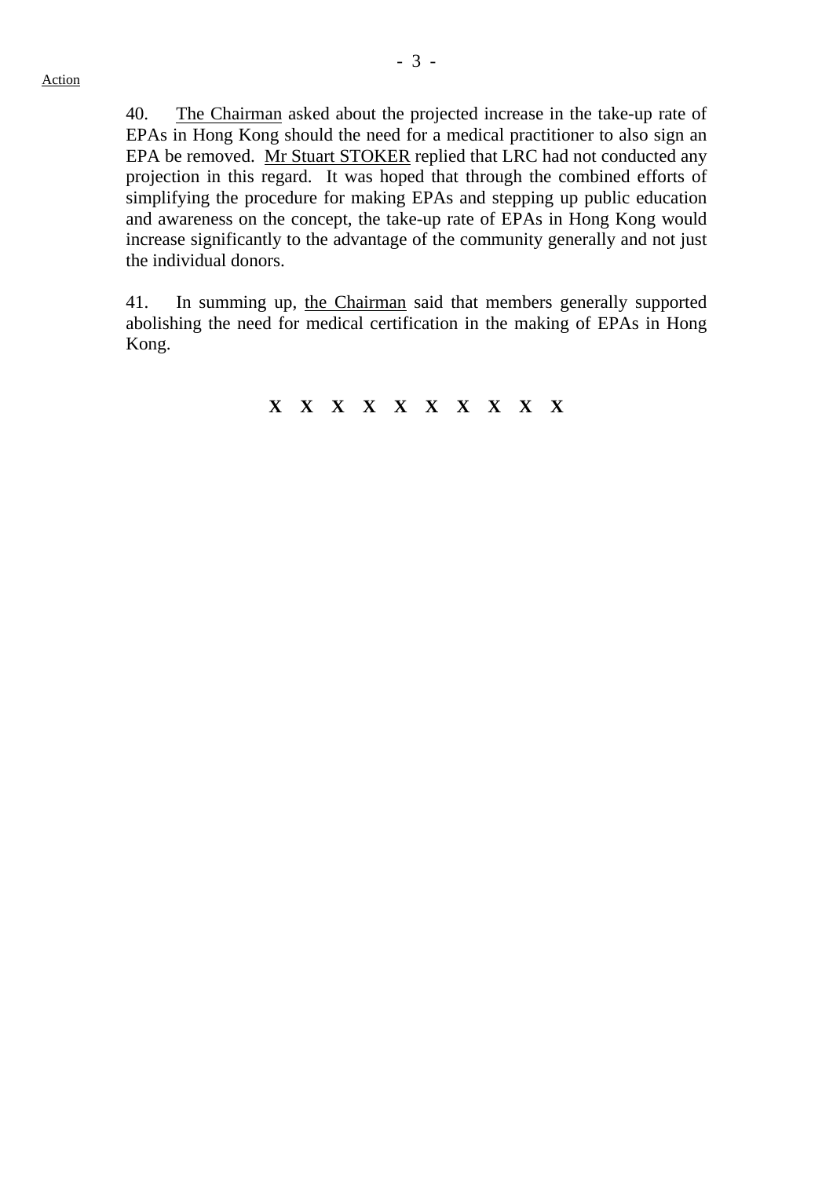Action

40. The Chairman asked about the projected increase in the take-up rate of EPAs in Hong Kong should the need for a medical practitioner to also sign an EPA be removed. Mr Stuart STOKER replied that LRC had not conducted any projection in this regard. It was hoped that through the combined efforts of simplifying the procedure for making EPAs and stepping up public education and awareness on the concept, the take-up rate of EPAs in Hong Kong would increase significantly to the advantage of the community generally and not just the individual donors.

41. In summing up, the Chairman said that members generally supported abolishing the need for medical certification in the making of EPAs in Hong Kong.

**X X X X X X X X X X**